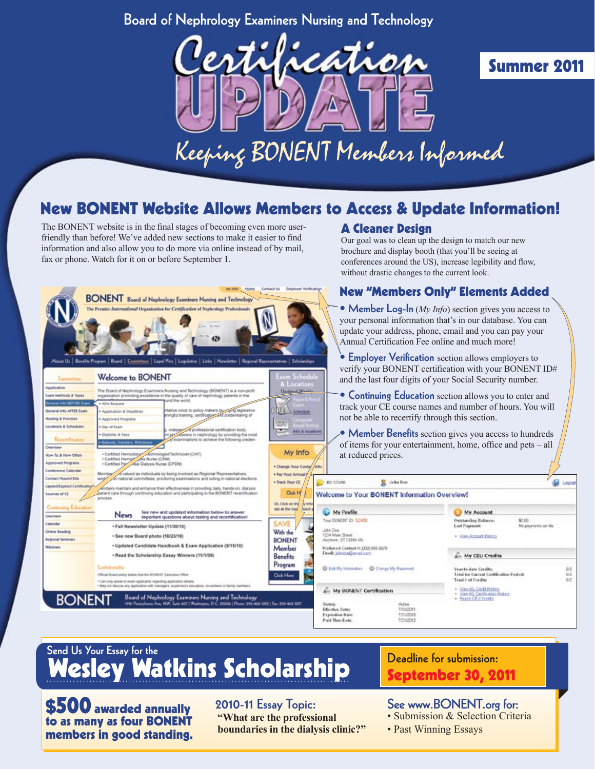Board of Nephrology Examiners Nursing and Technology

# Certification UPDATE

Summer 2011

*Keeping BONENT Members Informed*

## New BONENT Website Allows Members to Access & Update Information!

The BONENT website is in the final stages of becoming even more user-friendly than before! We've added new sections to make it easier to find information and also allow you to do more via online instead of by mail, fax or phone. Watch for it on or before September 1.

### A Cleaner Design

Our goal was to clean up the design to match our new brochure and display booth (that you'll be seeing at conferences around the US), increase legibility and flow, without drastic changes to the current look.

### New "Members Only" Elements Added

- **Member Log-In** (*My Info*) section gives you access to your personal information that's in our database. You can update your address, phone, email and you can pay your Annual Certification Fee online and much more!
- **Employer Verification** section allows employers to verify your BONENT certification with your BONENT ID# and the last four digits of your Social Security number.
- **Continuing Education** section allows you to enter and track your CE course names and number of hours. You will not be able to recertify through this section.
- **Member Benefits** section gives you access to hundreds of items for your entertainment, home, office and pets – all at reduced prices.

## Send Us Your Essay for the Wesley Watkins Scholarship

**Deadline for submission: September 30, 2011**

**$500 awarded annually to as many as four BONENT members in good standing.**

**2010-11 Essay Topic:**
**"What are the professional boundaries in the dialysis clinic?"**

**See www.BONENT.org for:**
- Submission & Selection Criteria
- Past Winning Essays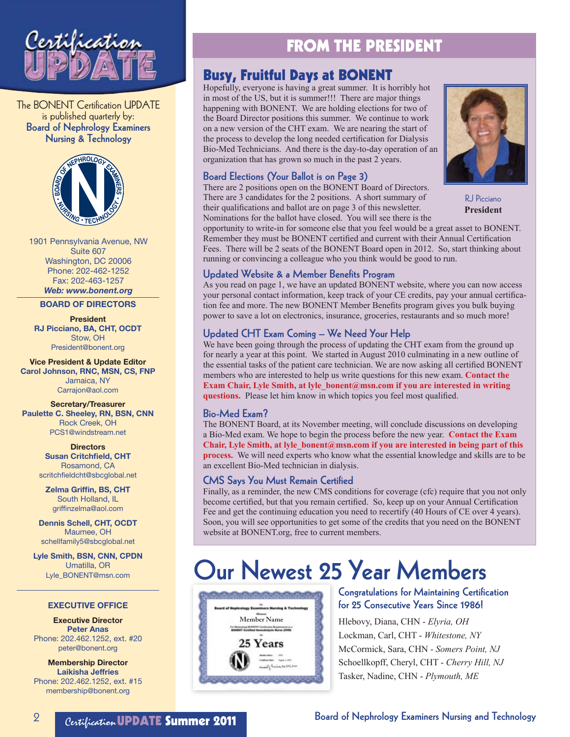The BONENT Certification UPDATE is published quarterly by:
**Board of Nephrology Examiners Nursing & Technology**

1901 Pennsylvania Avenue, NW
Suite 607
Washington, DC 20006
Phone: 202-462-1252
Fax: 202-463-1257
***Web: www.bonent.org***

## BOARD OF DIRECTORS

**President**
**RJ Picciano, BA, CHT, OCDT**
Stow, OH
President@bonent.org

**Vice President & Update Editor**
**Carol Johnson, RNC, MSN, CS, FNP**
Jamaica, NY
Carrajon@aol.com

**Secretary/Treasurer**
**Paulette C. Sheeley, RN, BSN, CNN**
Rock Creek, OH
PCS1@windstream.net

**Directors**
**Susan Critchfield, CHT**
Rosamond, CA
scritchfieldcht@sbcglobal.net

**Zelma Griffin, BS, CHT**
South Holland, IL
griffinzelma@aol.com

**Dennis Schell, CHT, OCDT**
Maumee, OH
schellfamily5@sbcglobal.net

**Lyle Smith, BSN, CNN, CPDN**
Umatilla, OR
Lyle_BONENT@msn.com

## EXECUTIVE OFFICE

**Executive Director**
**Peter Anas**
Phone: 202.462.1252, ext. #20
peter@bonent.org

**Membership Director**
**Laikisha Jeffries**
Phone: 202.462.1252, ext. #15
membership@bonent.org

# FROM THE PRESIDENT

## Busy, Fruitful Days at BONENT

Hopefully, everyone is having a great summer. It is horribly hot in most of the US, but it is summer!!! There are major things happening with BONENT. We are holding elections for two of the Board Director positions this summer. We continue to work on a new version of the CHT exam. We are nearing the start of the process to develop the long needed certification for Dialysis Bio-Med Technicians. And there is the day-to-day operation of an organization that has grown so much in the past 2 years.

RJ Picciano
**President**

### Board Elections (Your Ballot is on Page 3)

There are 2 positions open on the BONENT Board of Directors. There are 3 candidates for the 2 positions. A short summary of their qualifications and ballot are on page 3 of this newsletter. Nominations for the ballot have closed. You will see there is the opportunity to write-in for someone else that you feel would be a great asset to BONENT. Remember they must be BONENT certified and current with their Annual Certification Fees. There will be 2 seats of the BONENT Board open in 2012. So, start thinking about running or convincing a colleague who you think would be good to run.

### Updated Website & a Member Benefits Program

As you read on page 1, we have an updated BONENT website, where you can now access your personal contact information, keep track of your CE credits, pay your annual certification fee and more. The new BONENT Member Benefits program gives you bulk buying power to save a lot on electronics, insurance, groceries, restaurants and so much more!

### Updated CHT Exam Coming – We Need Your Help

We have been going through the process of updating the CHT exam from the ground up for nearly a year at this point. We started in August 2010 culminating in a new outline of the essential tasks of the patient care technician. We are now asking all certified BONENT members who are interested to help us write questions for this new exam. **Contact the Exam Chair, Lyle Smith, at lyle_bonent@msn.com if you are interested in writing questions.** Please let him know in which topics you feel most qualified.

### Bio-Med Exam?

The BONENT Board, at its November meeting, will conclude discussions on developing a Bio-Med exam. We hope to begin the process before the new year. **Contact the Exam Chair, Lyle Smith, at lyle_bonent@msn.com if you are interested in being part of this process.** We will need experts who know what the essential knowledge and skills are to be an excellent Bio-Med technician in dialysis.

### CMS Says You Must Remain Certified

Finally, as a reminder, the new CMS conditions for coverage (cfc) require that you not only become certified, but that you remain certified. So, keep up on your Annual Certification Fee and get the continuing education you need to recertify (40 Hours of CE over 4 years). Soon, you will see opportunities to get some of the credits that you need on the BONENT website at BONENT.org, free to current members.

# Our Newest 25 Year Members

### Congratulations for Maintaining Certification for 25 Consecutive Years Since 1986!

Hlebovy, Diana, CHN - *Elyria, OH*
Lockman, Carl, CHT - *Whitestone, NY*
McCormick, Sara, CHN - *Somers Point, NJ*
Schoellkopff, Cheryl, CHT - *Cherry Hill, NJ*
Tasker, Nadine, CHN - *Plymouth, ME*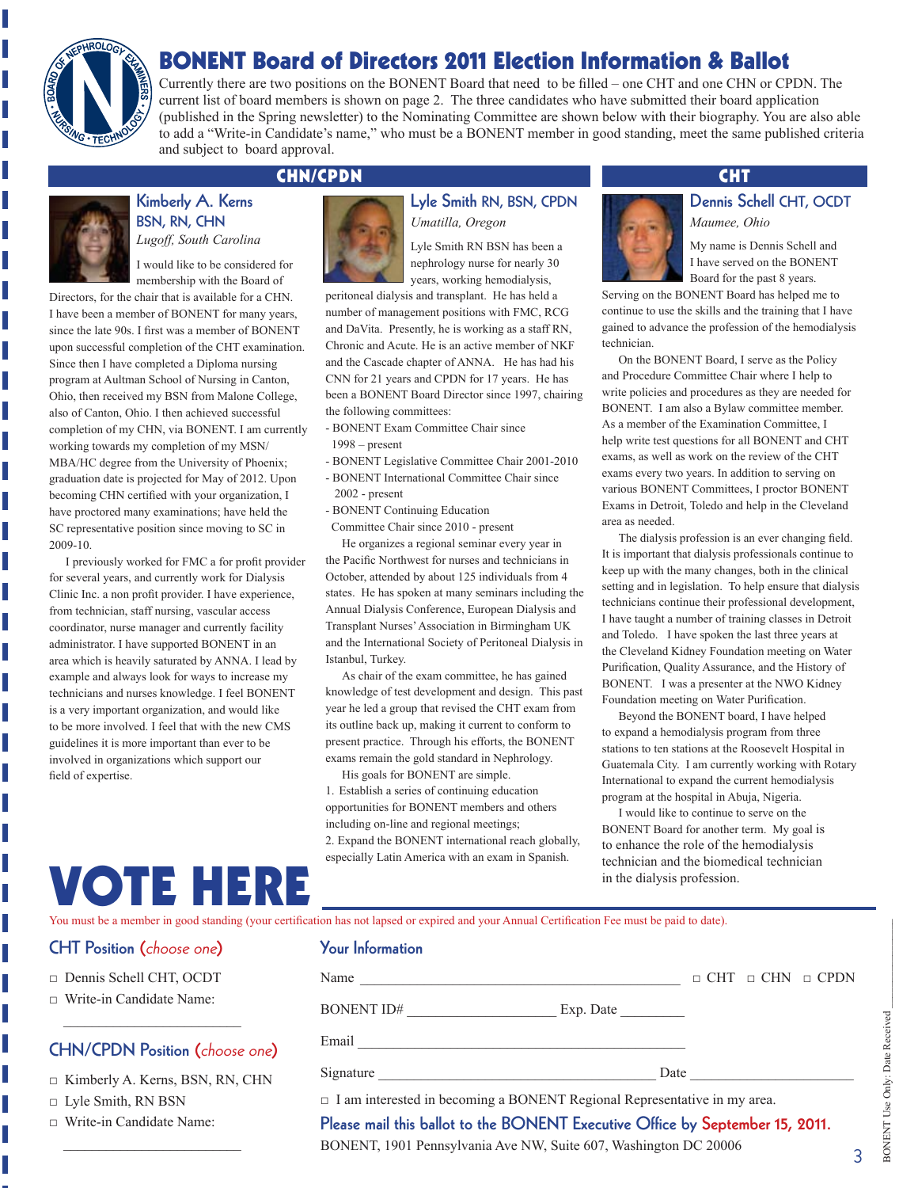# BONENT Board of Directors 2011 Election Information & Ballot

Currently there are two positions on the BONENT Board that need to be filled – one CHT and one CHN or CPDN. The current list of board members is shown on page 2. The three candidates who have submitted their board application (published in the Spring newsletter) to the Nominating Committee are shown below with their biography. You are also able to add a "Write-in Candidate's name," who must be a BONENT member in good standing, meet the same published criteria and subject to board approval.

## CHN/CPDN

### Kimberly A. Kerns BSN, RN, CHN

*Lugoff, South Carolina*

I would like to be considered for membership with the Board of Directors, for the chair that is available for a CHN. I have been a member of BONENT for many years, since the late 90s. I first was a member of BONENT upon successful completion of the CHT examination. Since then I have completed a Diploma nursing program at Aultman School of Nursing in Canton, Ohio, then received my BSN from Malone College, also of Canton, Ohio. I then achieved successful completion of my CHN, via BONENT. I am currently working towards my completion of my MSN/ MBA/HC degree from the University of Phoenix; graduation date is projected for May of 2012. Upon becoming CHN certified with your organization, I have proctored many examinations; have held the SC representative position since moving to SC in 2009-10.

I previously worked for FMC a for profit provider for several years, and currently work for Dialysis Clinic Inc. a non profit provider. I have experience, from technician, staff nursing, vascular access coordinator, nurse manager and currently facility administrator. I have supported BONENT in an area which is heavily saturated by ANNA. I lead by example and always look for ways to increase my technicians and nurses knowledge. I feel BONENT is a very important organization, and would like to be more involved. I feel that with the new CMS guidelines it is more important than ever to be involved in organizations which support our field of expertise.

### Lyle Smith RN, BSN, CPDN

*Umatilla, Oregon*

Lyle Smith RN BSN has been a nephrology nurse for nearly 30 years, working hemodialysis, peritoneal dialysis and transplant. He has held a number of management positions with FMC, RCG and DaVita. Presently, he is working as a staff RN, Chronic and Acute. He is an active member of NKF and the Cascade chapter of ANNA. He has had his CNN for 21 years and CPDN for 17 years. He has been a BONENT Board Director since 1997, chairing the following committees:

- BONENT Exam Committee Chair since 1998 – present
- BONENT Legislative Committee Chair 2001-2010
- BONENT International Committee Chair since 2002 - present
- BONENT Continuing Education Committee Chair since 2010 - present

He organizes a regional seminar every year in the Pacific Northwest for nurses and technicians in October, attended by about 125 individuals from 4 states. He has spoken at many seminars including the Annual Dialysis Conference, European Dialysis and Transplant Nurses' Association in Birmingham UK and the International Society of Peritoneal Dialysis in Istanbul, Turkey.

As chair of the exam committee, he has gained knowledge of test development and design. This past year he led a group that revised the CHT exam from its outline back up, making it current to conform to present practice. Through his efforts, the BONENT exams remain the gold standard in Nephrology.

His goals for BONENT are simple.

1. Establish a series of continuing education opportunities for BONENT members and others including on-line and regional meetings;
2. Expand the BONENT international reach globally, especially Latin America with an exam in Spanish.

## CHT

### Dennis Schell CHT, OCDT

*Maumee, Ohio*

My name is Dennis Schell and I have served on the BONENT Board for the past 8 years. Serving on the BONENT Board has helped me to continue to use the skills and the training that I have gained to advance the profession of the hemodialysis technician.

On the BONENT Board, I serve as the Policy and Procedure Committee Chair where I help to write policies and procedures as they are needed for BONENT. I am also a Bylaw committee member. As a member of the Examination Committee, I help write test questions for all BONENT and CHT exams, as well as work on the review of the CHT exams every two years. In addition to serving on various BONENT Committees, I proctor BONENT Exams in Detroit, Toledo and help in the Cleveland area as needed.

The dialysis profession is an ever changing field. It is important that dialysis professionals continue to keep up with the many changes, both in the clinical setting and in legislation. To help ensure that dialysis technicians continue their professional development, I have taught a number of training classes in Detroit and Toledo. I have spoken the last three years at the Cleveland Kidney Foundation meeting on Water Purification, Quality Assurance, and the History of BONENT. I was a presenter at the NWO Kidney Foundation meeting on Water Purification.

Beyond the BONENT board, I have helped to expand a hemodialysis program from three stations to ten stations at the Roosevelt Hospital in Guatemala City. I am currently working with Rotary International to expand the current hemodialysis program at the hospital in Abuja, Nigeria.

I would like to continue to serve on the BONENT Board for another term. My goal is to enhance the role of the hemodialysis technician and the biomedical technician in the dialysis profession.

# VOTE HERE

You must be a member in good standing (your certification has not lapsed or expired and your Annual Certification Fee must be paid to date).

### CHT Position (*choose one*)

- □ Dennis Schell CHT, OCDT
- □ Write-in Candidate Name: ____________________

### CHN/CPDN Position (*choose one*)

- □ Kimberly A. Kerns, BSN, RN, CHN
- □ Lyle Smith, RN BSN
- □ Write-in Candidate Name: ____________________

### Your Information

Name ______________________________ □ CHT □ CHN □ CPDN

BONENT ID# ____________________ Exp. Date _________

Email ______________________________

Signature ______________________________ Date ____________________

□ I am interested in becoming a BONENT Regional Representative in my area.

**Please mail this ballot to the BONENT Executive Office by September 15, 2011.**

BONENT, 1901 Pennsylvania Ave NW, Suite 607, Washington DC 20006

BONENT Use Only: Date Received ____________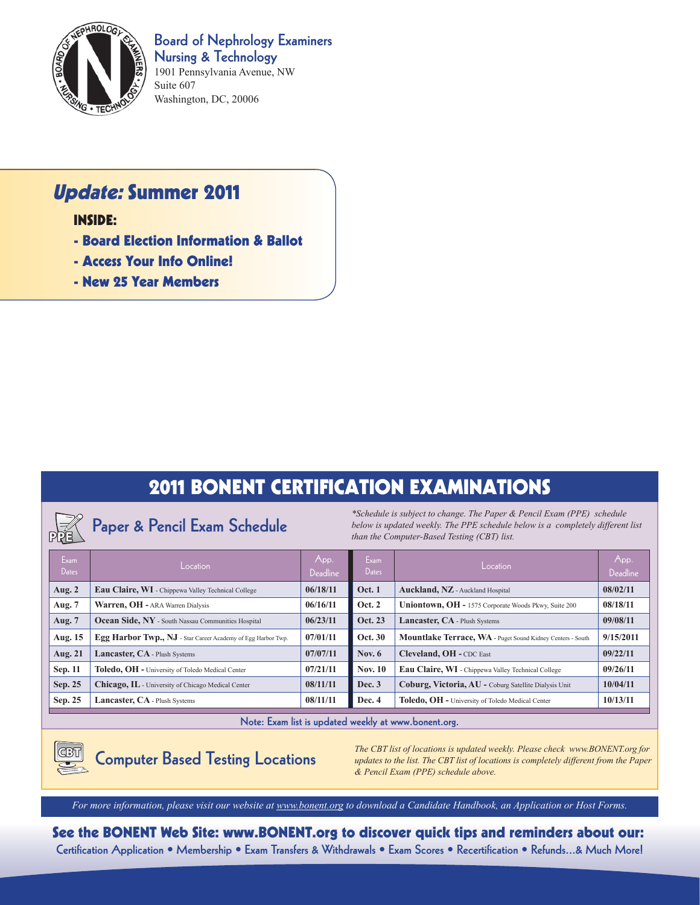**Board of Nephrology Examiners Nursing & Technology**
1901 Pennsylvania Avenue, NW
Suite 607
Washington, DC, 20006

## *Update:* Summer 2011

**INSIDE:**

- **Board Election Information & Ballot**
- **Access Your Info Online!**
- **New 25 Year Members**

# 2011 BONENT CERTIFICATION EXAMINATIONS

## Paper & Pencil Exam Schedule

*\*Schedule is subject to change. The Paper & Pencil Exam (PPE) schedule below is updated weekly. The PPE schedule below is a completely different list than the Computer-Based Testing (CBT) list.*

| Exam Dates | Location | App. Deadline | Exam Dates | Location | App. Deadline |
|---|---|---|---|---|---|
| **Aug. 2** | **Eau Claire, WI** - Chippewa Valley Technical College | **06/18/11** | **Oct. 1** | **Auckland, NZ** - Auckland Hospital | **08/02/11** |
| **Aug. 7** | **Warren, OH** - ARA Warren Dialysis | **06/16/11** | **Oct. 2** | **Uniontown, OH** - 1575 Corporate Woods Pkwy, Suite 200 | **08/18/11** |
| **Aug. 7** | **Ocean Side, NY** - South Nassau Communities Hospital | **06/23/11** | **Oct. 23** | **Lancaster, CA** - Plush Systems | **09/08/11** |
| **Aug. 15** | **Egg Harbor Twp., NJ** - Star Career Academy of Egg Harbor Twp. | **07/01/11** | **Oct. 30** | **Mountlake Terrace, WA** - Puget Sound Kidney Centers - South | **9/15/2011** |
| **Aug. 21** | **Lancaster, CA** - Plush Systems | **07/07/11** | **Nov. 6** | **Cleveland, OH** - CDC East | **09/22/11** |
| **Sep. 11** | **Toledo, OH** - University of Toledo Medical Center | **07/21/11** | **Nov. 10** | **Eau Claire, WI** - Chippewa Valley Technical College | **09/26/11** |
| **Sep. 25** | **Chicago, IL** - University of Chicago Medical Center | **08/11/11** | **Dec. 3** | **Coburg, Victoria, AU** - Coburg Satellite Dialysis Unit | **10/04/11** |
| **Sep. 25** | **Lancaster, CA** - Plush Systems | **08/11/11** | **Dec. 4** | **Toledo, OH** - University of Toledo Medical Center | **10/13/11** |

**Note: Exam list is updated weekly at www.bonent.org.**

## Computer Based Testing Locations

*The CBT list of locations is updated weekly. Please check www.BONENT.org for updates to the list. The CBT list of locations is completely different from the Paper & Pencil Exam (PPE) schedule above.*

*For more information, please visit our website at www.bonent.org to download a Candidate Handbook, an Application or Host Forms.*

**See the BONENT Web Site: www.BONENT.org to discover quick tips and reminders about our:**

Certification Application • Membership • Exam Transfers & Withdrawals • Exam Scores • Recertification • Refunds...& Much More!